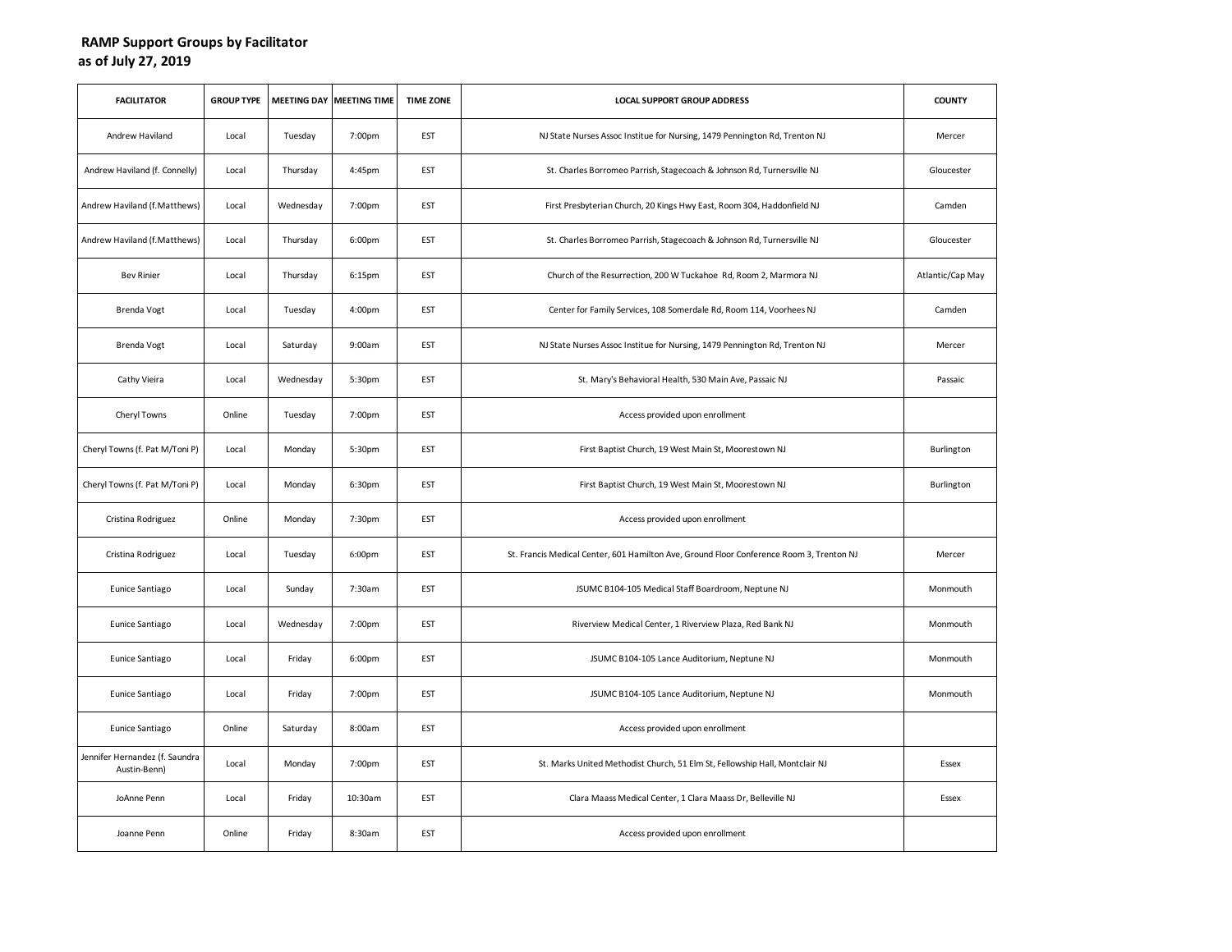**RAMP Support Groups by Facilitator**
**as of July 27, 2019**

| FACILITATOR | GROUP TYPE | MEETING DAY | MEETING TIME | TIME ZONE | LOCAL SUPPORT GROUP ADDRESS | COUNTY |
|---|---|---|---|---|---|---|
| Andrew Haviland | Local | Tuesday | 7:00pm | EST | NJ State Nurses Assoc Institue for Nursing, 1479 Pennington Rd, Trenton NJ | Mercer |
| Andrew Haviland (f. Connelly) | Local | Thursday | 4:45pm | EST | St. Charles Borromeo Parrish, Stagecoach & Johnson Rd, Turnersville NJ | Gloucester |
| Andrew Haviland (f.Matthews) | Local | Wednesday | 7:00pm | EST | First Presbyterian Church, 20 Kings Hwy East, Room 304, Haddonfield NJ | Camden |
| Andrew Haviland (f.Matthews) | Local | Thursday | 6:00pm | EST | St. Charles Borromeo Parrish, Stagecoach & Johnson Rd, Turnersville NJ | Gloucester |
| Bev Rinier | Local | Thursday | 6:15pm | EST | Church of the Resurrection, 200 W Tuckahoe Rd, Room 2, Marmora NJ | Atlantic/Cap May |
| Brenda Vogt | Local | Tuesday | 4:00pm | EST | Center for Family Services, 108 Somerdale Rd, Room 114, Voorhees NJ | Camden |
| Brenda Vogt | Local | Saturday | 9:00am | EST | NJ State Nurses Assoc Institue for Nursing, 1479 Pennington Rd, Trenton NJ | Mercer |
| Cathy Vieira | Local | Wednesday | 5:30pm | EST | St. Mary's Behavioral Health, 530 Main Ave, Passaic NJ | Passaic |
| Cheryl Towns | Online | Tuesday | 7:00pm | EST | Access provided upon enrollment | |
| Cheryl Towns (f. Pat M/Toni P) | Local | Monday | 5:30pm | EST | First Baptist Church, 19 West Main St, Moorestown NJ | Burlington |
| Cheryl Towns (f. Pat M/Toni P) | Local | Monday | 6:30pm | EST | First Baptist Church, 19 West Main St, Moorestown NJ | Burlington |
| Cristina Rodriguez | Online | Monday | 7:30pm | EST | Access provided upon enrollment | |
| Cristina Rodriguez | Local | Tuesday | 6:00pm | EST | St. Francis Medical Center, 601 Hamilton Ave, Ground Floor Conference Room 3, Trenton NJ | Mercer |
| Eunice Santiago | Local | Sunday | 7:30am | EST | JSUMC B104-105 Medical Staff Boardroom, Neptune NJ | Monmouth |
| Eunice Santiago | Local | Wednesday | 7:00pm | EST | Riverview Medical Center, 1 Riverview Plaza, Red Bank NJ | Monmouth |
| Eunice Santiago | Local | Friday | 6:00pm | EST | JSUMC B104-105 Lance Auditorium, Neptune NJ | Monmouth |
| Eunice Santiago | Local | Friday | 7:00pm | EST | JSUMC B104-105 Lance Auditorium, Neptune NJ | Monmouth |
| Eunice Santiago | Online | Saturday | 8:00am | EST | Access provided upon enrollment | |
| Jennifer Hernandez (f. Saundra Austin-Benn) | Local | Monday | 7:00pm | EST | St. Marks United Methodist Church, 51 Elm St, Fellowship Hall, Montclair NJ | Essex |
| JoAnne Penn | Local | Friday | 10:30am | EST | Clara Maass Medical Center, 1 Clara Maass Dr, Belleville NJ | Essex |
| Joanne Penn | Online | Friday | 8:30am | EST | Access provided upon enrollment | |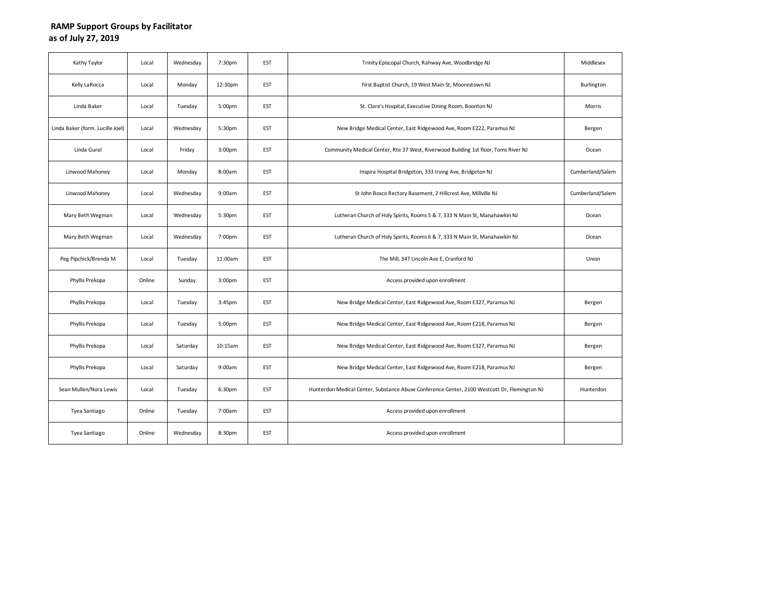**RAMP Support Groups by Facilitator**
**as of July 27, 2019**

| | | | | | | |
|---|---|---|---|---|---|---|
| Kathy Taylor | Local | Wednesday | 7:30pm | EST | Trinity Episcopal Church, Rahway Ave, Woodbridge NJ | Middlesex |
| Kelly LaRocca | Local | Monday | 12:30pm | EST | First Baptist Church, 19 West Main St, Moorestown NJ | Burlington |
| Linda Baker | Local | Tuesday | 5:00pm | EST | St. Clare's Hospital, Executive Dining Room, Boonton NJ | Morris |
| Linda Baker (form. Lucille Joel) | Local | Wednesday | 5:30pm | EST | New Bridge Medical Center, East Ridgewood Ave, Room E222, Paramus NJ | Bergen |
| Linda Gural | Local | Friday | 3:00pm | EST | Community Medical Center, Rte 37 West, Riverwood Building 1st floor, Toms River NJ | Ocean |
| Linwood Mahoney | Local | Monday | 8:00am | EST | Inspira Hospital Bridgeton, 333 Irving Ave, Bridgeton NJ | Cumberland/Salem |
| Linwood Mahoney | Local | Wednesday | 9:00am | EST | St John Bosco Rectory Basement, 2 Hillcrest Ave, Millville NJ | Cumberland/Salem |
| Mary Beth Wegman | Local | Wednesday | 5:30pm | EST | Lutheran Church of Holy Spirits, Rooms 5 & 7, 333 N Main St, Manahawkin NJ | Ocean |
| Mary Beth Wegman | Local | Wednesday | 7:00pm | EST | Lutheran Church of Holy Spirits, Rooms 6 & 7, 333 N Main St, Manahawkin NJ | Ocean |
| Peg Pipchick/Brenda M | Local | Tuesday | 11:00am | EST | The Mill, 347 Lincoln Ave E, Cranford NJ | Union |
| Phyllis Prekopa | Online | Sunday | 3:00pm | EST | Access provided upon enrollment | |
| Phyllis Prekopa | Local | Tuesday | 3:45pm | EST | New Bridge Medical Center, East Ridgewood Ave, Room E327, Paramus NJ | Bergen |
| Phyllis Prekopa | Local | Tuesday | 5:00pm | EST | New Bridge Medical Center, East Ridgewood Ave, Room E218, Paramus NJ | Bergen |
| Phyllis Prekopa | Local | Saturday | 10:15am | EST | New Bridge Medical Center, East Ridgewood Ave, Room E327, Paramus NJ | Bergen |
| Phyllis Prekopa | Local | Saturday | 9:00am | EST | New Bridge Medical Center, East Ridgewood Ave, Room E218, Paramus NJ | Bergen |
| Sean Mullen/Nora Lewis | Local | Tuesday | 6:30pm | EST | Hunterdon Medical Center, Substance Abuse Conference Center, 2100 Westcott Dr, Flemington NJ | Hunterdon |
| Tyea Santiago | Online | Tuesday | 7:00am | EST | Access provided upon enrollment | |
| Tyea Santiago | Online | Wednesday | 8:30pm | EST | Access provided upon enrollment | |